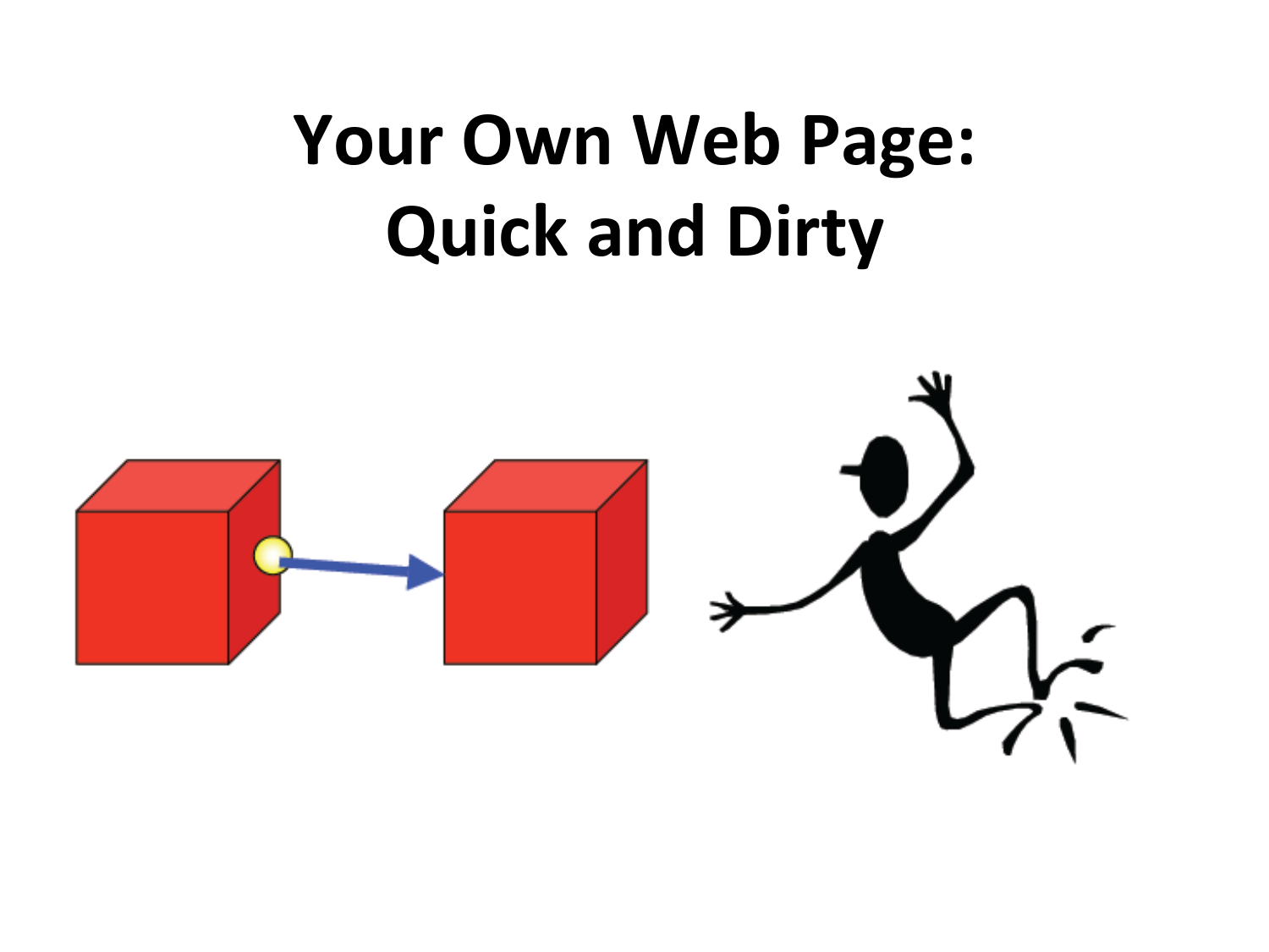# Your Own Web Page: Quick and Dirty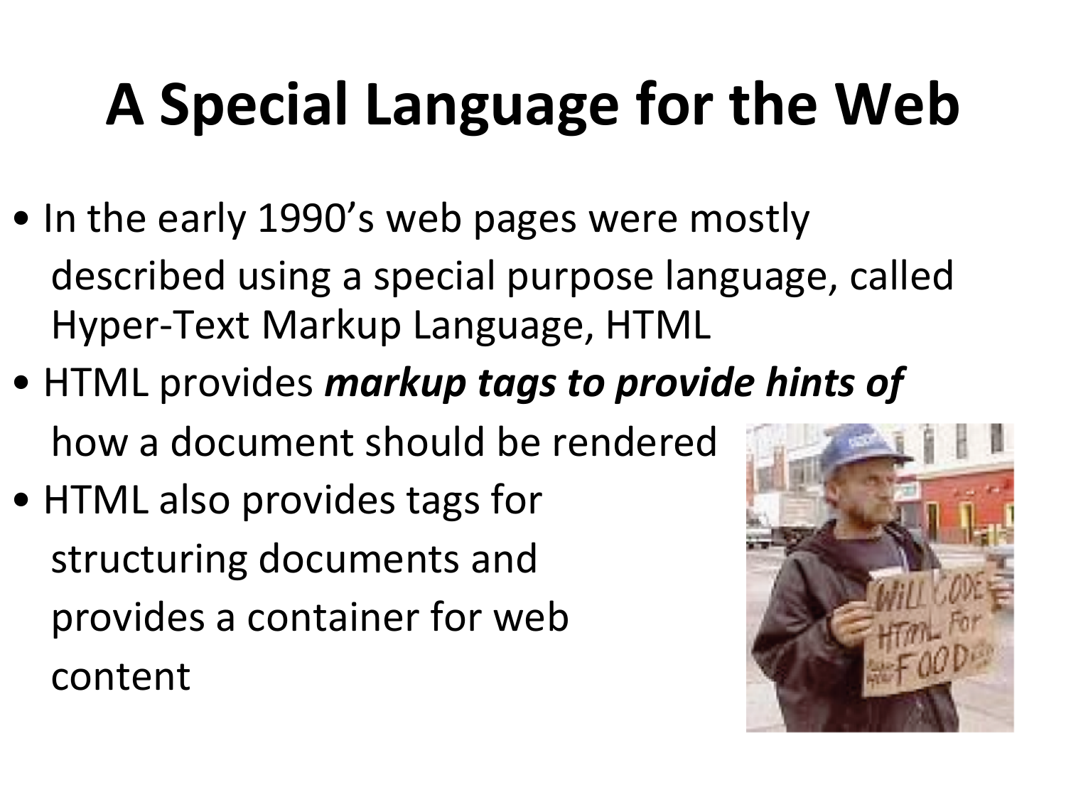# A Special Language for the Web

- In the early 1990's web pages were mostly described using a special purpose language, called Hyper-Text Markup Language, HTML
- HTML provides ***markup tags to provide hints of*** how a document should be rendered
- HTML also provides tags for structuring documents and provides a container for web content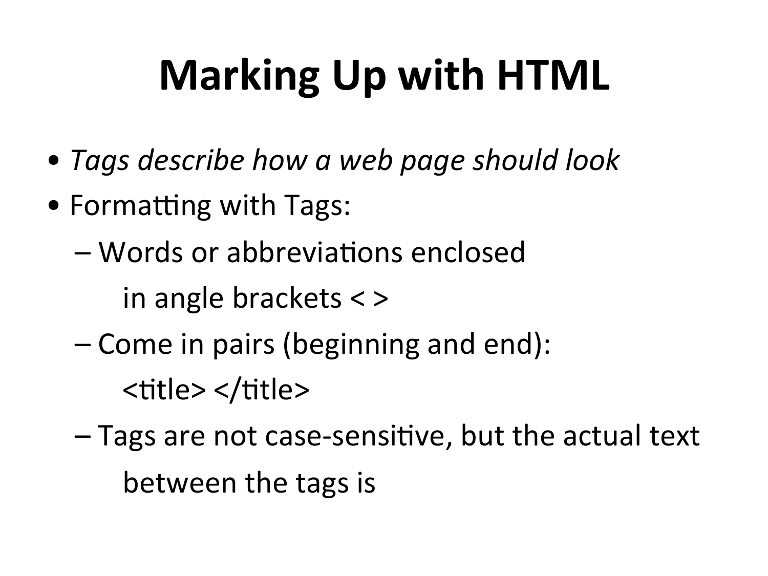# Marking Up with HTML

- *Tags describe how a web page should look*
- Formatting with Tags:
  - Words or abbreviations enclosed
    in angle brackets < >
  - Come in pairs (beginning and end):
    <title> </title>
  - Tags are not case-sensitive, but the actual text
    between the tags is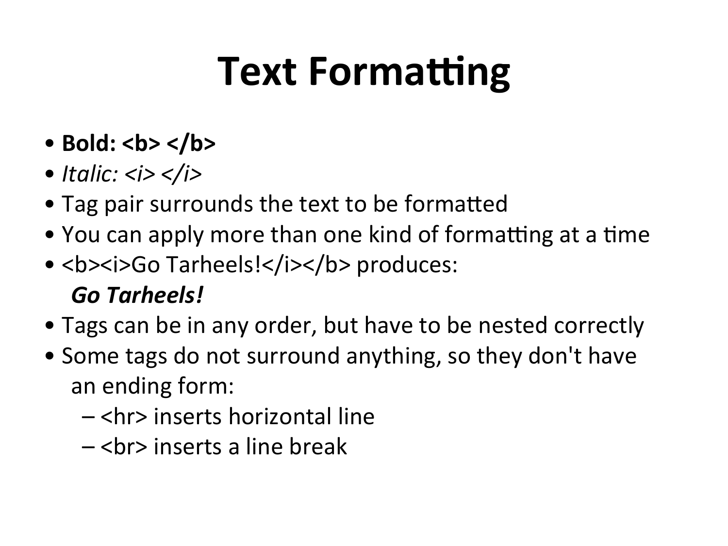# Text Formatting

- **Bold: <b> </b>**
- *Italic: <i> </i>*
- Tag pair surrounds the text to be formatted
- You can apply more than one kind of formatting at a time
- <b><i>Go Tarheels!</i></b> produces:
  ***Go Tarheels!***
- Tags can be in any order, but have to be nested correctly
- Some tags do not surround anything, so they don't have an ending form:
  - <hr> inserts horizontal line
  - <br> inserts a line break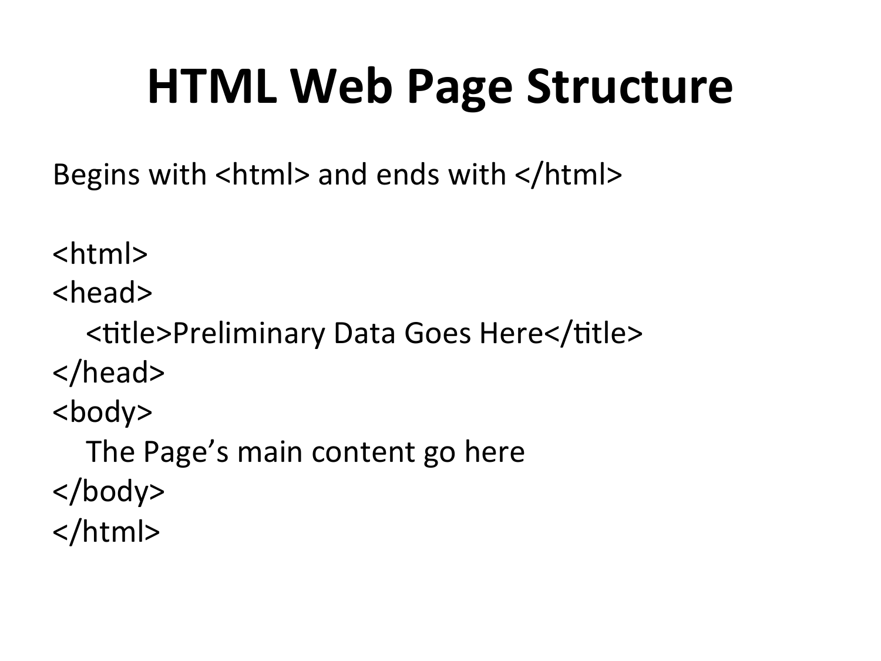# HTML Web Page Structure

Begins with <html> and ends with </html>

```
<html>
<head>
   <title>Preliminary Data Goes Here</title>
</head>
<body>
   The Page's main content go here
</body>
</html>
```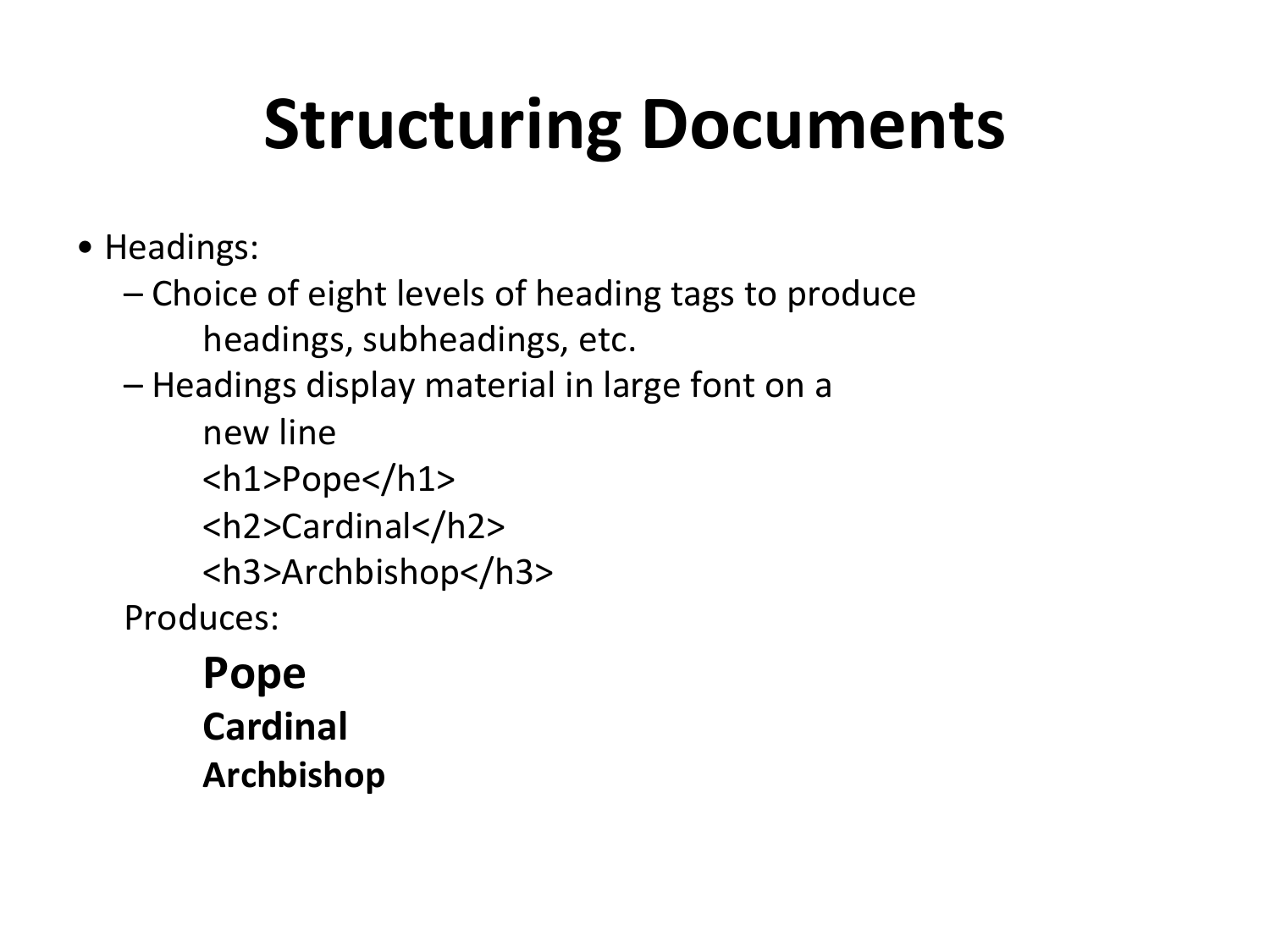# Structuring Documents

- Headings:
  - Choice of eight levels of heading tags to produce headings, subheadings, etc.
  - Headings display material in large font on a new line

```
<h1>Pope</h1>
<h2>Cardinal</h2>
<h3>Archbishop</h3>
```

Produces:

**Pope**

**Cardinal**

**Archbishop**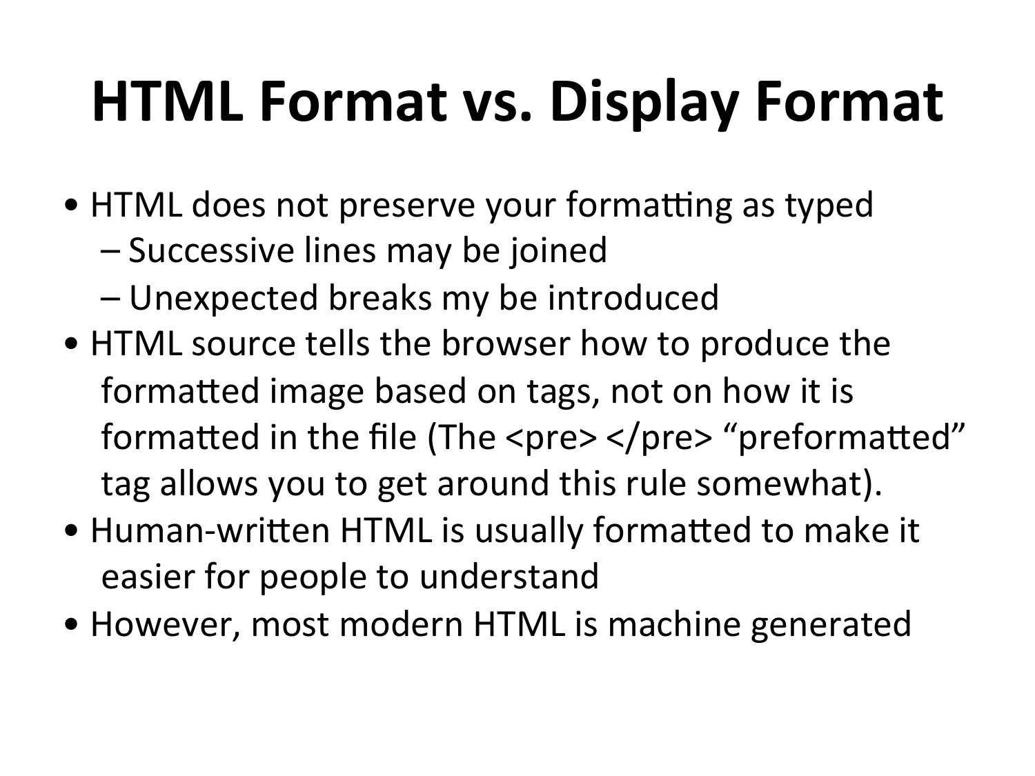# HTML Format vs. Display Format

- HTML does not preserve your formatting as typed
  - Successive lines may be joined
  - Unexpected breaks my be introduced
- HTML source tells the browser how to produce the formatted image based on tags, not on how it is formatted in the file (The <pre> </pre> "preformatted" tag allows you to get around this rule somewhat).
- Human-written HTML is usually formatted to make it easier for people to understand
- However, most modern HTML is machine generated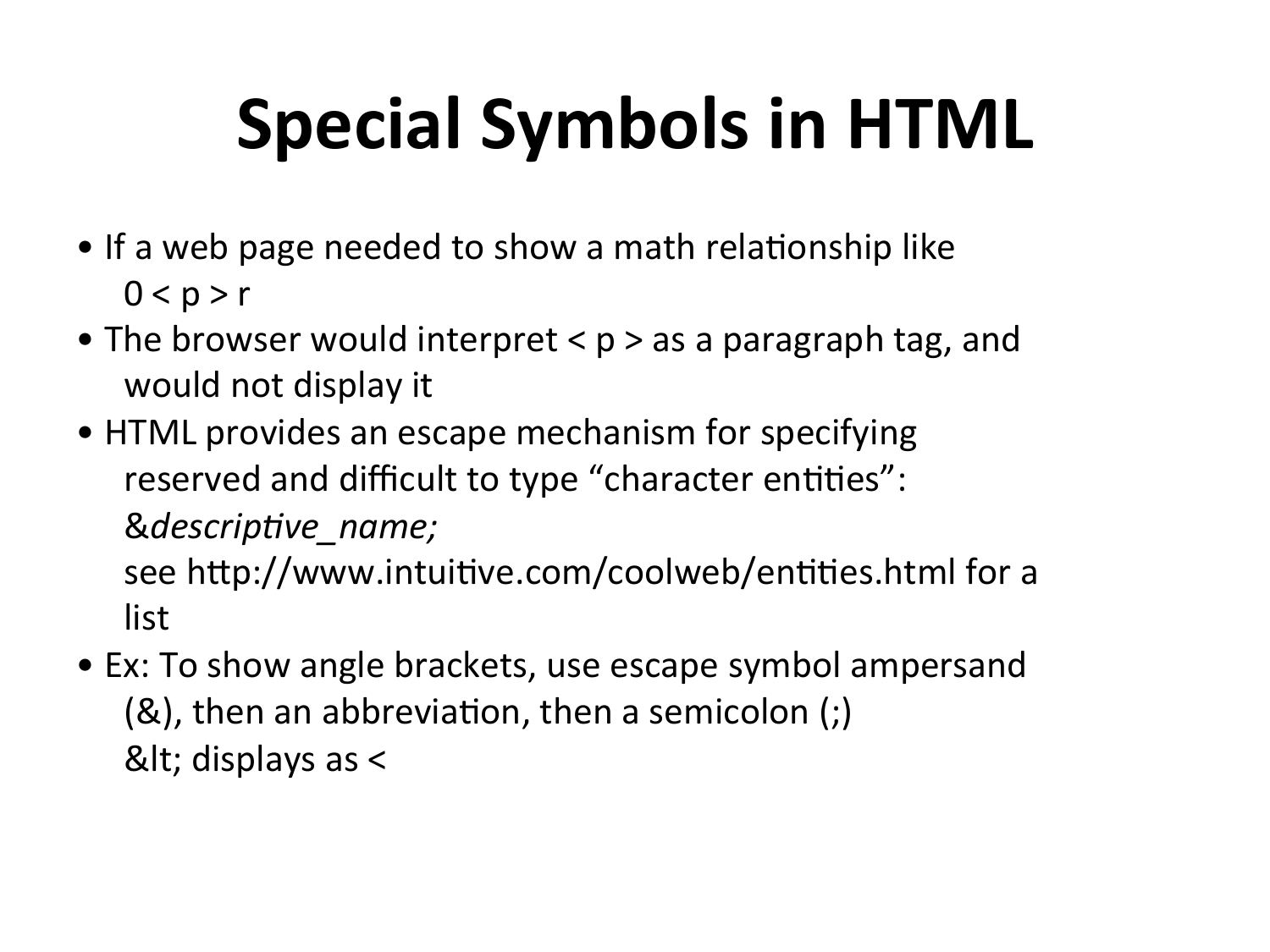# Special Symbols in HTML

- If a web page needed to show a math relationship like
  0 < p > r
- The browser would interpret < p > as a paragraph tag, and would not display it
- HTML provides an escape mechanism for specifying reserved and difficult to type "character entities":
  &*descriptive_name;*
  see http://www.intuitive.com/coolweb/entities.html for a list
- Ex: To show angle brackets, use escape symbol ampersand (&), then an abbreviation, then a semicolon (;)
  &lt; displays as <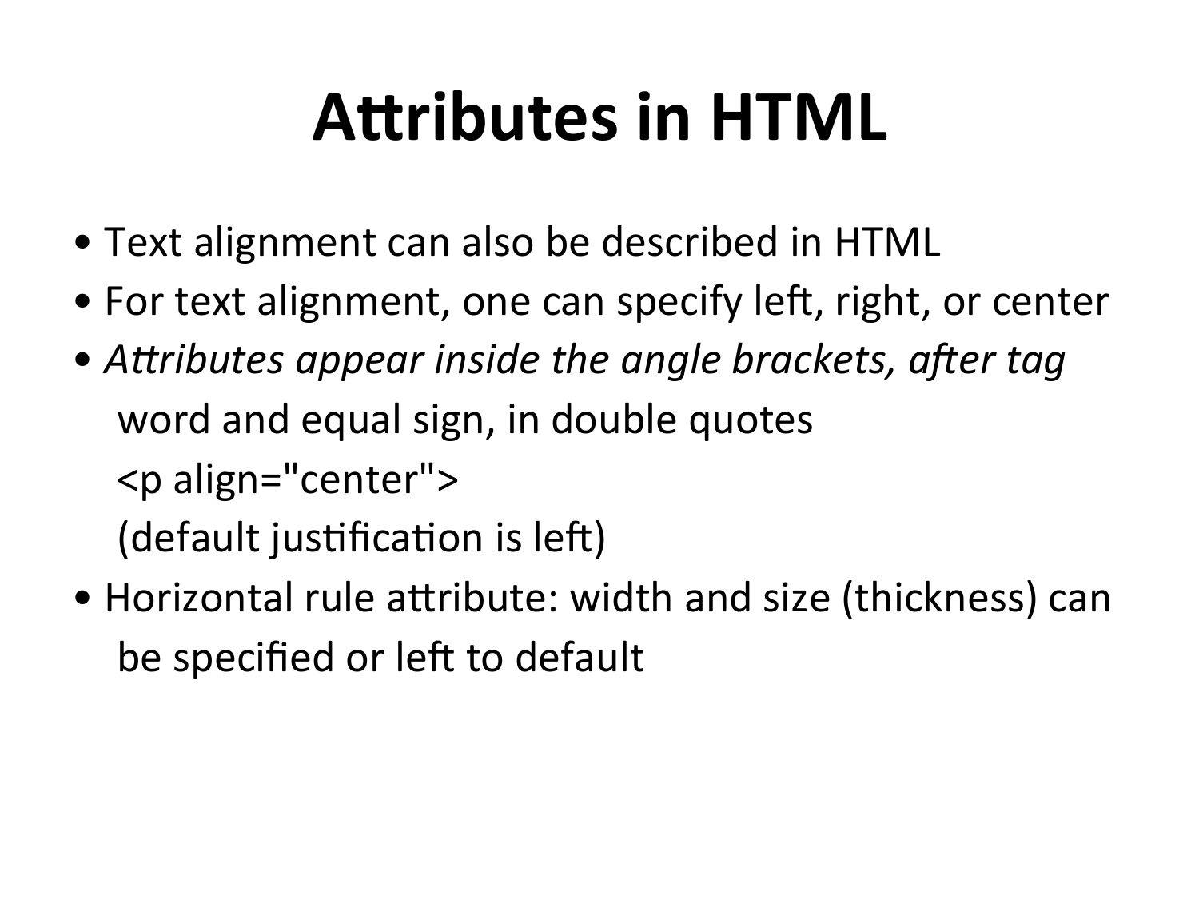# Attributes in HTML

- Text alignment can also be described in HTML
- For text alignment, one can specify left, right, or center
- *Attributes appear inside the angle brackets, after tag* word and equal sign, in double quotes
  <p align="center">
  (default justification is left)
- Horizontal rule attribute: width and size (thickness) can be specified or left to default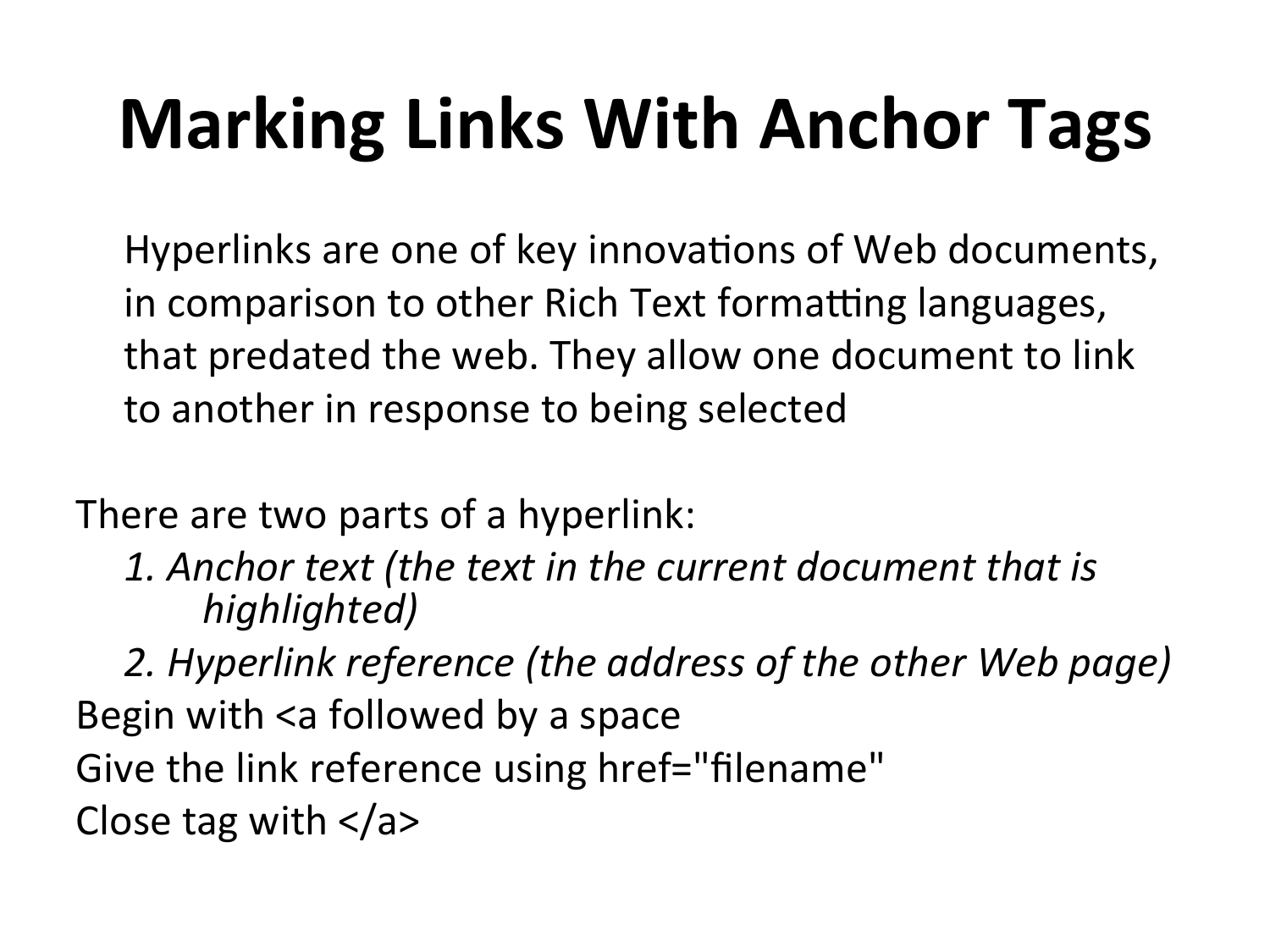# Marking Links With Anchor Tags

Hyperlinks are one of key innovations of Web documents, in comparison to other Rich Text formatting languages, that predated the web. They allow one document to link to another in response to being selected

There are two parts of a hyperlink:

*1. Anchor text (the text in the current document that is highlighted)*

*2. Hyperlink reference (the address of the other Web page)*

Begin with <a followed by a space

Give the link reference using href="filename"

Close tag with </a>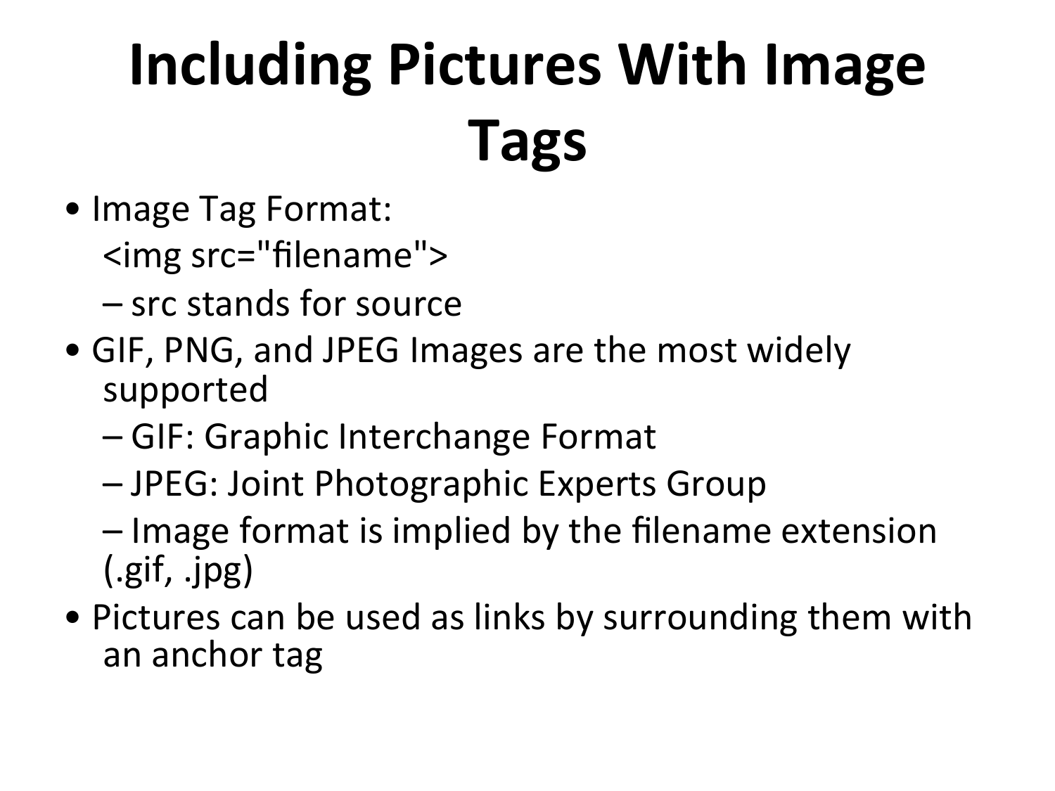# Including Pictures With Image Tags

- Image Tag Format:
  `<img src="filename">`
  - src stands for source
- GIF, PNG, and JPEG Images are the most widely supported
  - GIF: Graphic Interchange Format
  - JPEG: Joint Photographic Experts Group
  - Image format is implied by the filename extension (.gif, .jpg)
- Pictures can be used as links by surrounding them with an anchor tag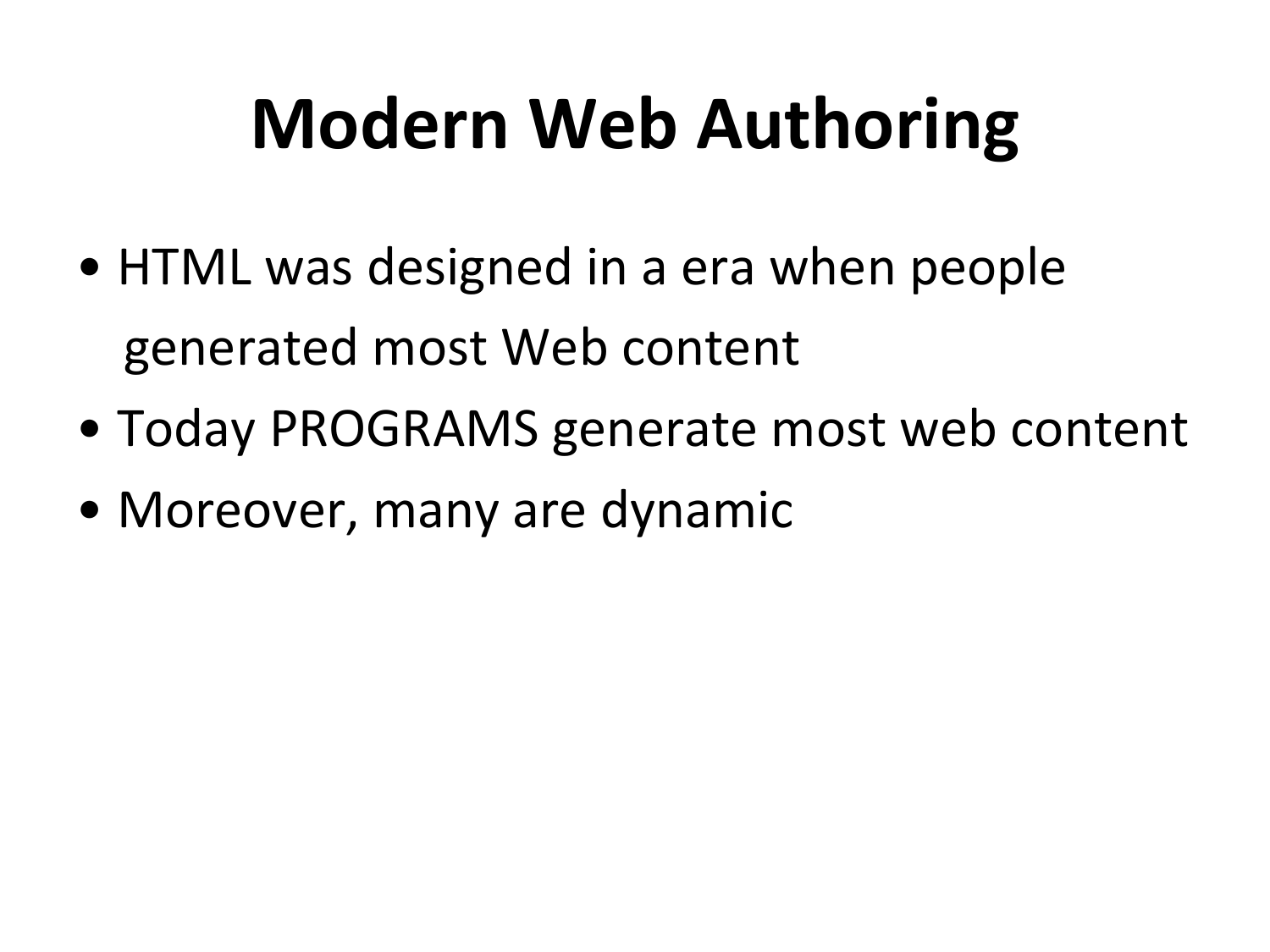# Modern Web Authoring

- HTML was designed in a era when people generated most Web content
- Today PROGRAMS generate most web content
- Moreover, many are dynamic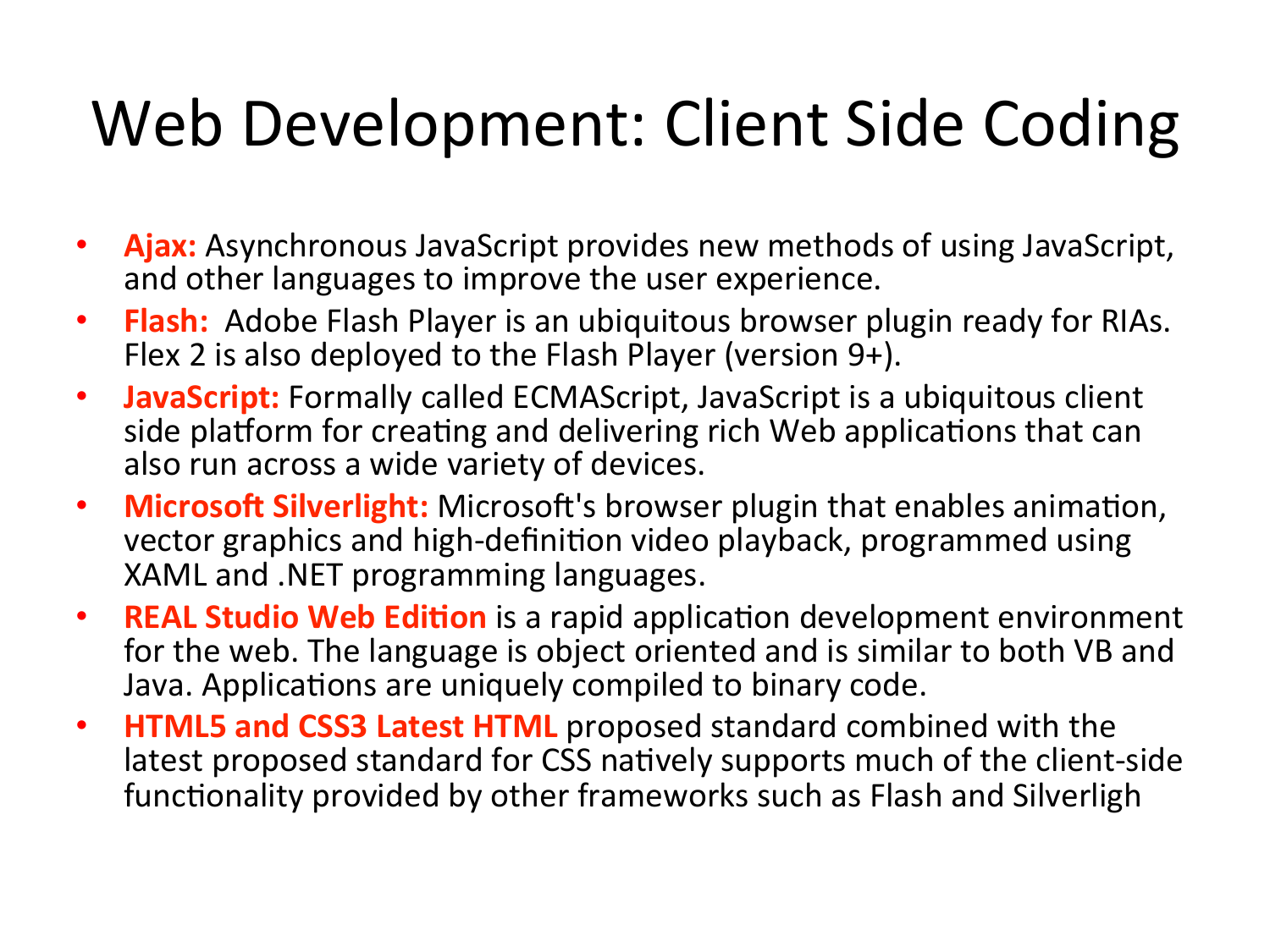# Web Development: Client Side Coding

- **Ajax:** Asynchronous JavaScript provides new methods of using JavaScript, and other languages to improve the user experience.
- **Flash:** Adobe Flash Player is an ubiquitous browser plugin ready for RIAs. Flex 2 is also deployed to the Flash Player (version 9+).
- **JavaScript:** Formally called ECMAScript, JavaScript is a ubiquitous client side platform for creating and delivering rich Web applications that can also run across a wide variety of devices.
- **Microsoft Silverlight:** Microsoft's browser plugin that enables animation, vector graphics and high-definition video playback, programmed using XAML and .NET programming languages.
- **REAL Studio Web Edition** is a rapid application development environment for the web. The language is object oriented and is similar to both VB and Java. Applications are uniquely compiled to binary code.
- **HTML5 and CSS3 Latest HTML** proposed standard combined with the latest proposed standard for CSS natively supports much of the client-side functionality provided by other frameworks such as Flash and Silverligh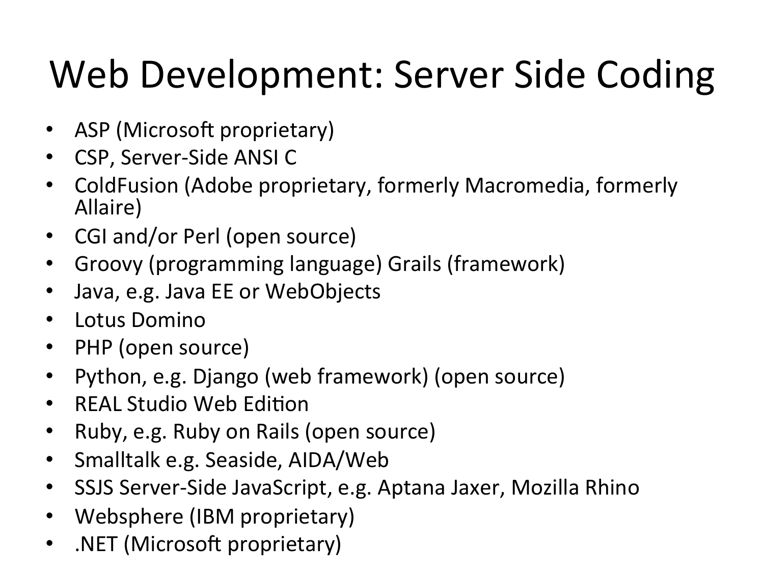# Web Development: Server Side Coding

- ASP (Microsoft proprietary)
- CSP, Server-Side ANSI C
- ColdFusion (Adobe proprietary, formerly Macromedia, formerly Allaire)
- CGI and/or Perl (open source)
- Groovy (programming language) Grails (framework)
- Java, e.g. Java EE or WebObjects
- Lotus Domino
- PHP (open source)
- Python, e.g. Django (web framework) (open source)
- REAL Studio Web Edition
- Ruby, e.g. Ruby on Rails (open source)
- Smalltalk e.g. Seaside, AIDA/Web
- SSJS Server-Side JavaScript, e.g. Aptana Jaxer, Mozilla Rhino
- Websphere (IBM proprietary)
- .NET (Microsoft proprietary)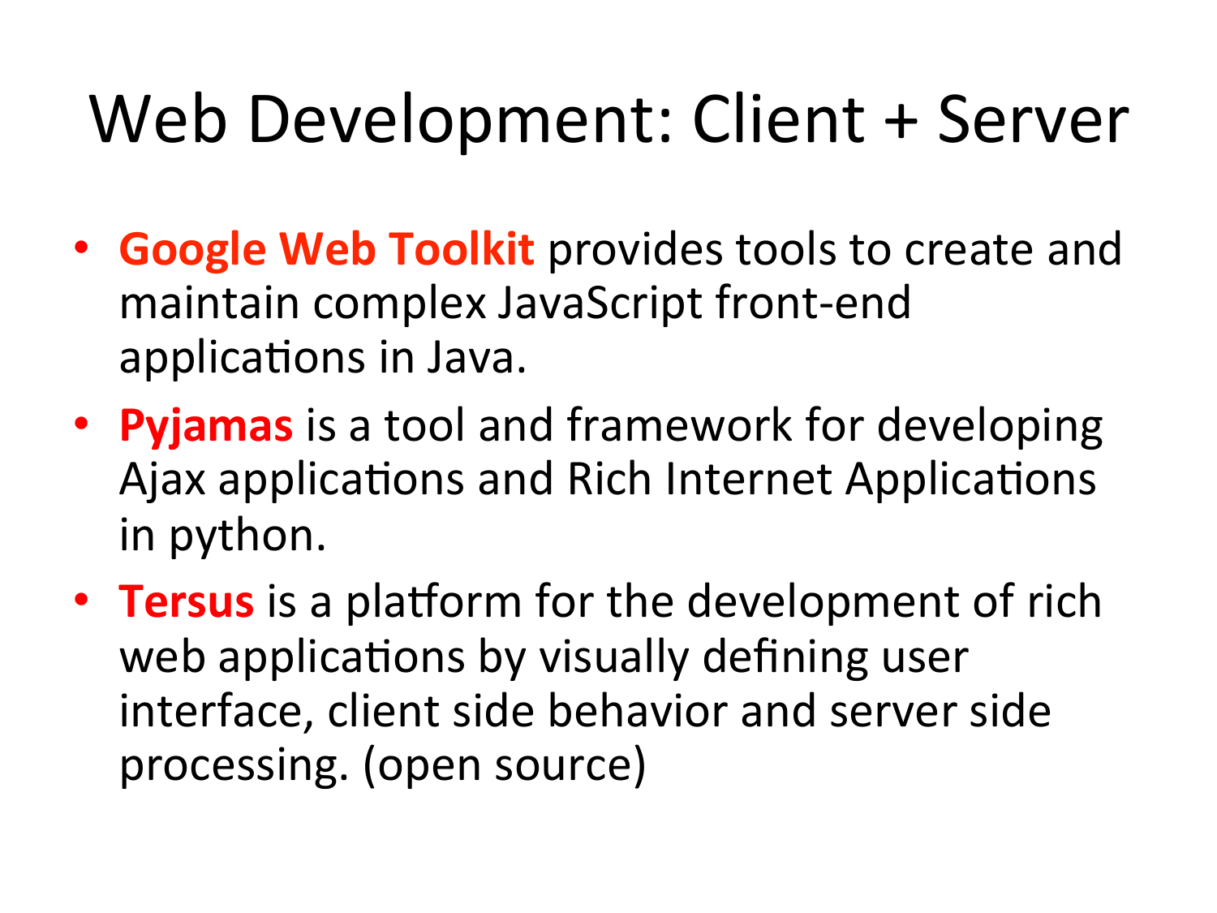# Web Development: Client + Server

- **Google Web Toolkit** provides tools to create and maintain complex JavaScript front-end applications in Java.
- **Pyjamas** is a tool and framework for developing Ajax applications and Rich Internet Applications in python.
- **Tersus** is a platform for the development of rich web applications by visually defining user interface, client side behavior and server side processing. (open source)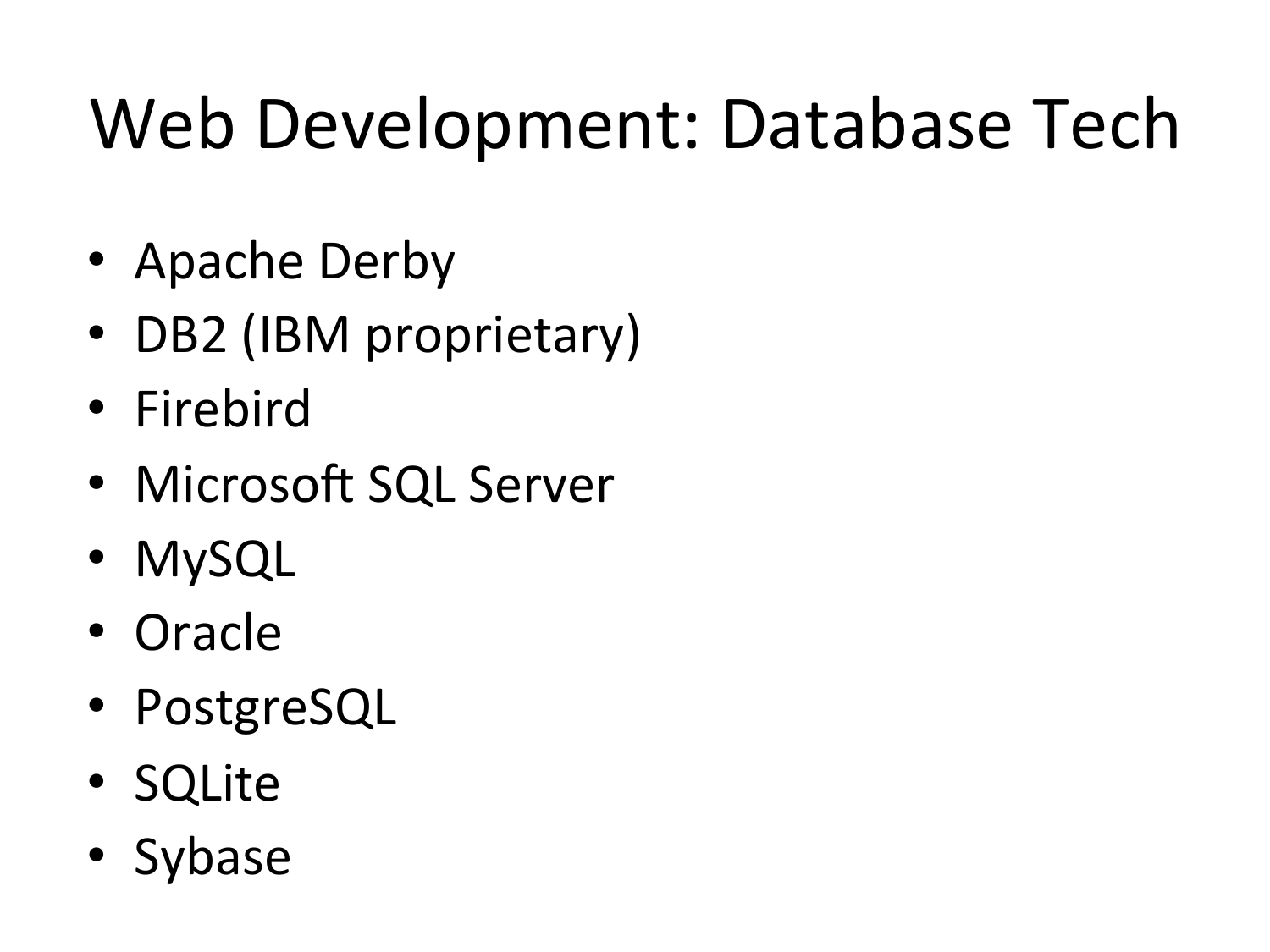# Web Development: Database Tech

- Apache Derby
- DB2 (IBM proprietary)
- Firebird
- Microsoft SQL Server
- MySQL
- Oracle
- PostgreSQL
- SQLite
- Sybase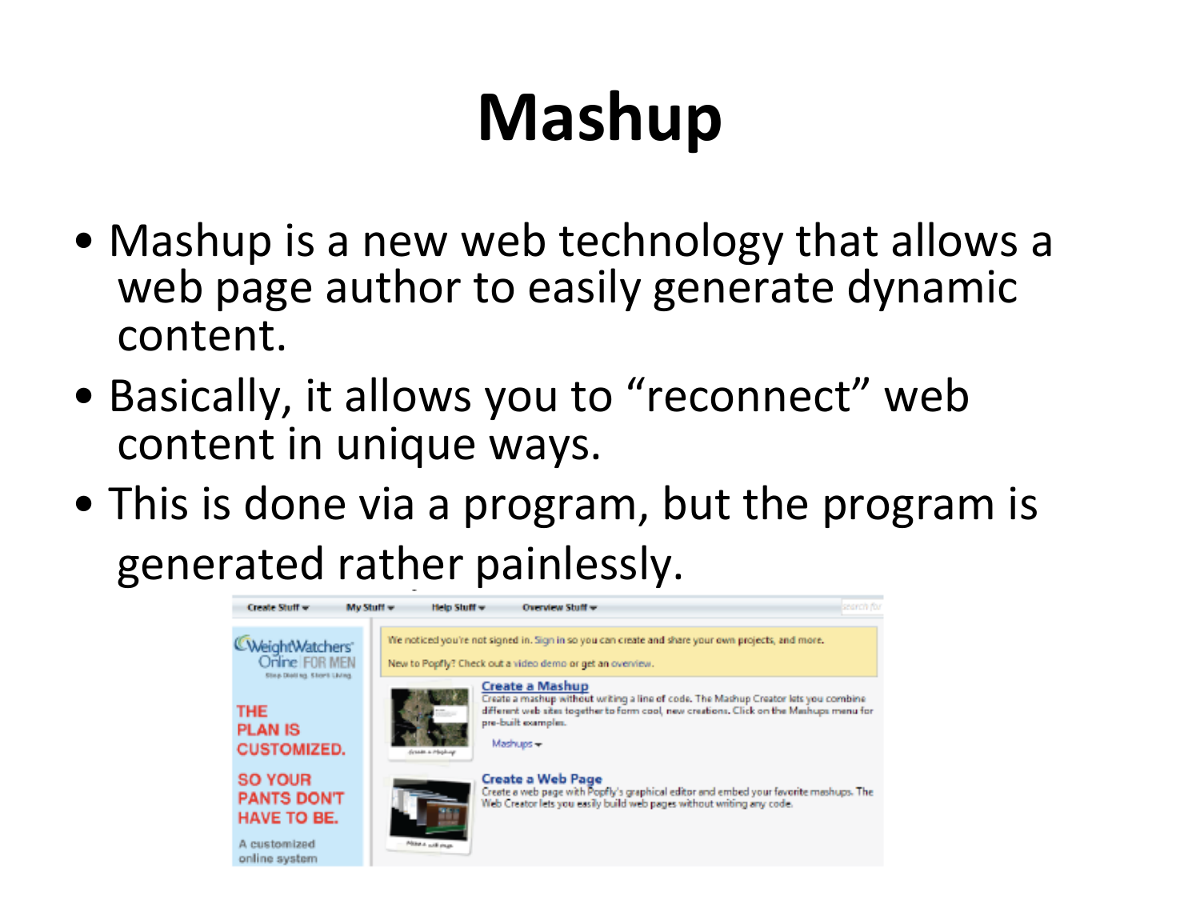# Mashup

- Mashup is a new web technology that allows a web page author to easily generate dynamic content.
- Basically, it allows you to "reconnect" web content in unique ways.
- This is done via a program, but the program is generated rather painlessly.